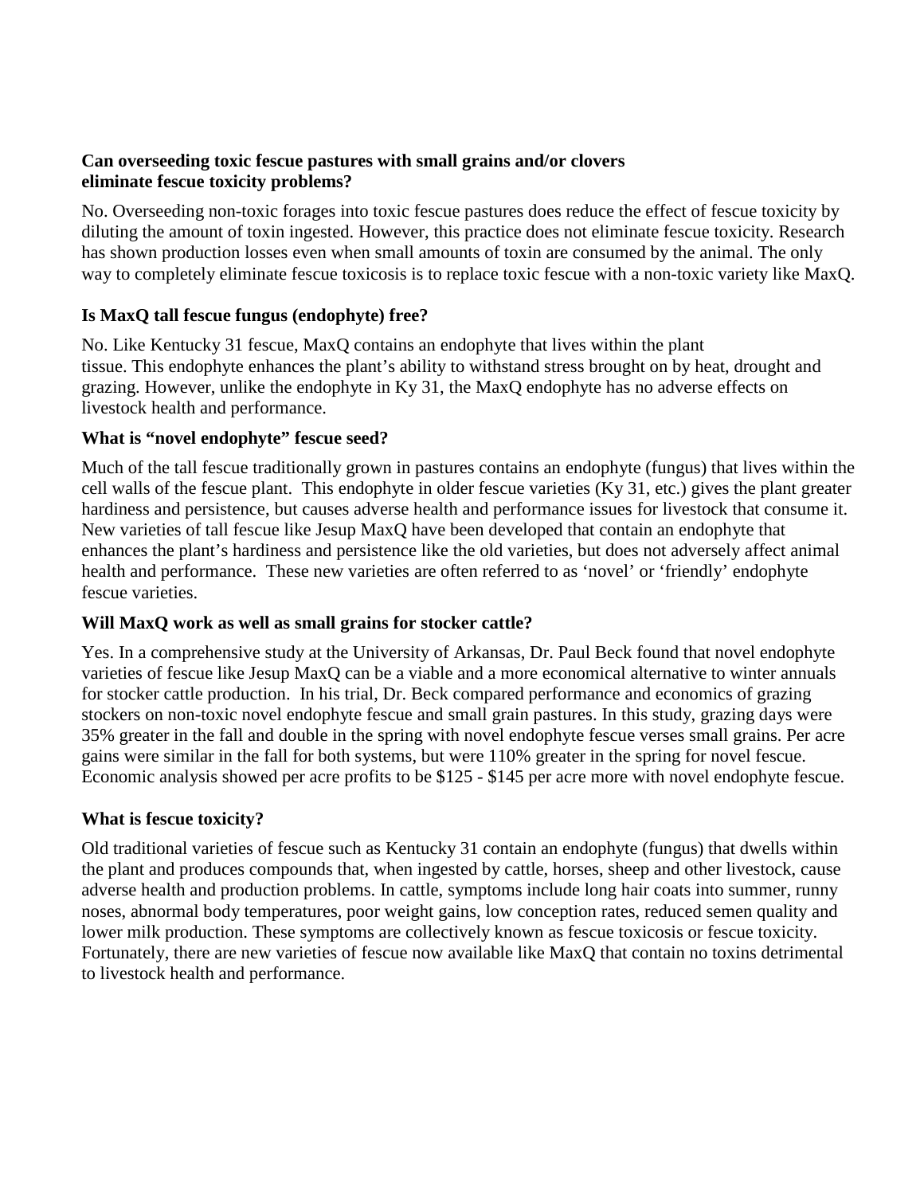**Can overseeding toxic fescue pastures with small grains and/or clovers eliminate fescue toxicity problems?**

No. Overseeding non-toxic forages into toxic fescue pastures does reduce the effect of fescue toxicity by diluting the amount of toxin ingested. However, this practice does not eliminate fescue toxicity. Research has shown production losses even when small amounts of toxin are consumed by the animal. The only way to completely eliminate fescue toxicosis is to replace toxic fescue with a non-toxic variety like MaxQ.

**Is MaxQ tall fescue fungus (endophyte) free?**

No. Like Kentucky 31 fescue, MaxQ contains an endophyte that lives within the plant tissue. This endophyte enhances the plant's ability to withstand stress brought on by heat, drought and grazing. However, unlike the endophyte in Ky 31, the MaxQ endophyte has no adverse effects on livestock health and performance.

**What is "novel endophyte" fescue seed?**

Much of the tall fescue traditionally grown in pastures contains an endophyte (fungus) that lives within the cell walls of the fescue plant. This endophyte in older fescue varieties (Ky 31, etc.) gives the plant greater hardiness and persistence, but causes adverse health and performance issues for livestock that consume it. New varieties of tall fescue like Jesup MaxQ have been developed that contain an endophyte that enhances the plant's hardiness and persistence like the old varieties, but does not adversely affect animal health and performance. These new varieties are often referred to as 'novel' or 'friendly' endophyte fescue varieties.

**Will MaxQ work as well as small grains for stocker cattle?**

Yes. In a comprehensive study at the University of Arkansas, Dr. Paul Beck found that novel endophyte varieties of fescue like Jesup MaxQ can be a viable and a more economical alternative to winter annuals for stocker cattle production. In his trial, Dr. Beck compared performance and economics of grazing stockers on non-toxic novel endophyte fescue and small grain pastures. In this study, grazing days were 35% greater in the fall and double in the spring with novel endophyte fescue verses small grains. Per acre gains were similar in the fall for both systems, but were 110% greater in the spring for novel fescue. Economic analysis showed per acre profits to be $125 - $145 per acre more with novel endophyte fescue.

**What is fescue toxicity?**

Old traditional varieties of fescue such as Kentucky 31 contain an endophyte (fungus) that dwells within the plant and produces compounds that, when ingested by cattle, horses, sheep and other livestock, cause adverse health and production problems. In cattle, symptoms include long hair coats into summer, runny noses, abnormal body temperatures, poor weight gains, low conception rates, reduced semen quality and lower milk production. These symptoms are collectively known as fescue toxicosis or fescue toxicity. Fortunately, there are new varieties of fescue now available like MaxQ that contain no toxins detrimental to livestock health and performance.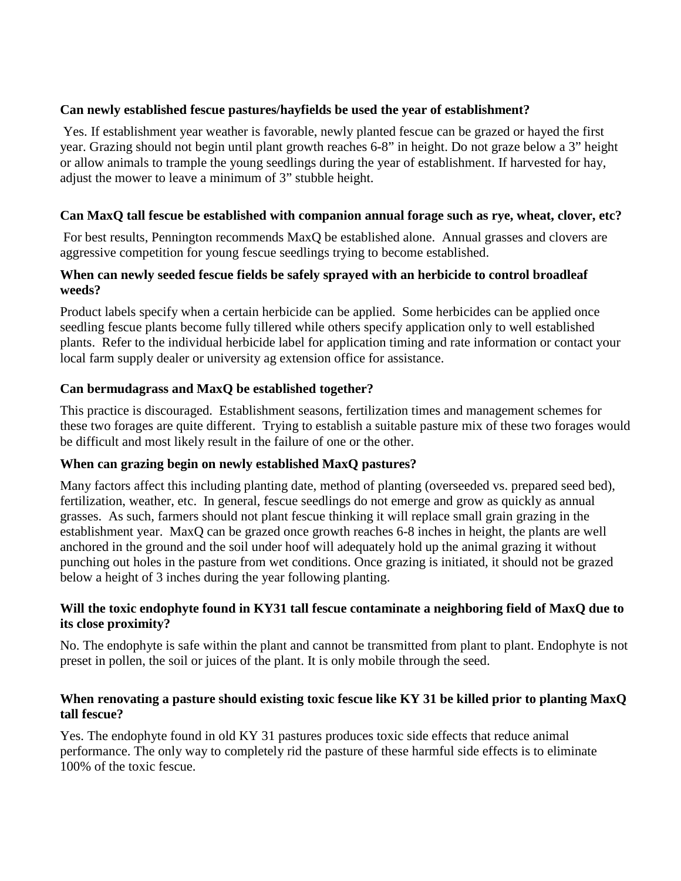**Can newly established fescue pastures/hayfields be used the year of establishment?**

Yes. If establishment year weather is favorable, newly planted fescue can be grazed or hayed the first year. Grazing should not begin until plant growth reaches 6-8" in height. Do not graze below a 3" height or allow animals to trample the young seedlings during the year of establishment. If harvested for hay, adjust the mower to leave a minimum of 3" stubble height.

**Can MaxQ tall fescue be established with companion annual forage such as rye, wheat, clover, etc?**

For best results, Pennington recommends MaxQ be established alone. Annual grasses and clovers are aggressive competition for young fescue seedlings trying to become established.

**When can newly seeded fescue fields be safely sprayed with an herbicide to control broadleaf weeds?**

Product labels specify when a certain herbicide can be applied. Some herbicides can be applied once seedling fescue plants become fully tillered while others specify application only to well established plants. Refer to the individual herbicide label for application timing and rate information or contact your local farm supply dealer or university ag extension office for assistance.

**Can bermudagrass and MaxQ be established together?**

This practice is discouraged. Establishment seasons, fertilization times and management schemes for these two forages are quite different. Trying to establish a suitable pasture mix of these two forages would be difficult and most likely result in the failure of one or the other.

**When can grazing begin on newly established MaxQ pastures?**

Many factors affect this including planting date, method of planting (overseeded vs. prepared seed bed), fertilization, weather, etc. In general, fescue seedlings do not emerge and grow as quickly as annual grasses. As such, farmers should not plant fescue thinking it will replace small grain grazing in the establishment year. MaxQ can be grazed once growth reaches 6-8 inches in height, the plants are well anchored in the ground and the soil under hoof will adequately hold up the animal grazing it without punching out holes in the pasture from wet conditions. Once grazing is initiated, it should not be grazed below a height of 3 inches during the year following planting.

**Will the toxic endophyte found in KY31 tall fescue contaminate a neighboring field of MaxQ due to its close proximity?**

No. The endophyte is safe within the plant and cannot be transmitted from plant to plant. Endophyte is not preset in pollen, the soil or juices of the plant. It is only mobile through the seed.

**When renovating a pasture should existing toxic fescue like KY 31 be killed prior to planting MaxQ tall fescue?**

Yes. The endophyte found in old KY 31 pastures produces toxic side effects that reduce animal performance. The only way to completely rid the pasture of these harmful side effects is to eliminate 100% of the toxic fescue.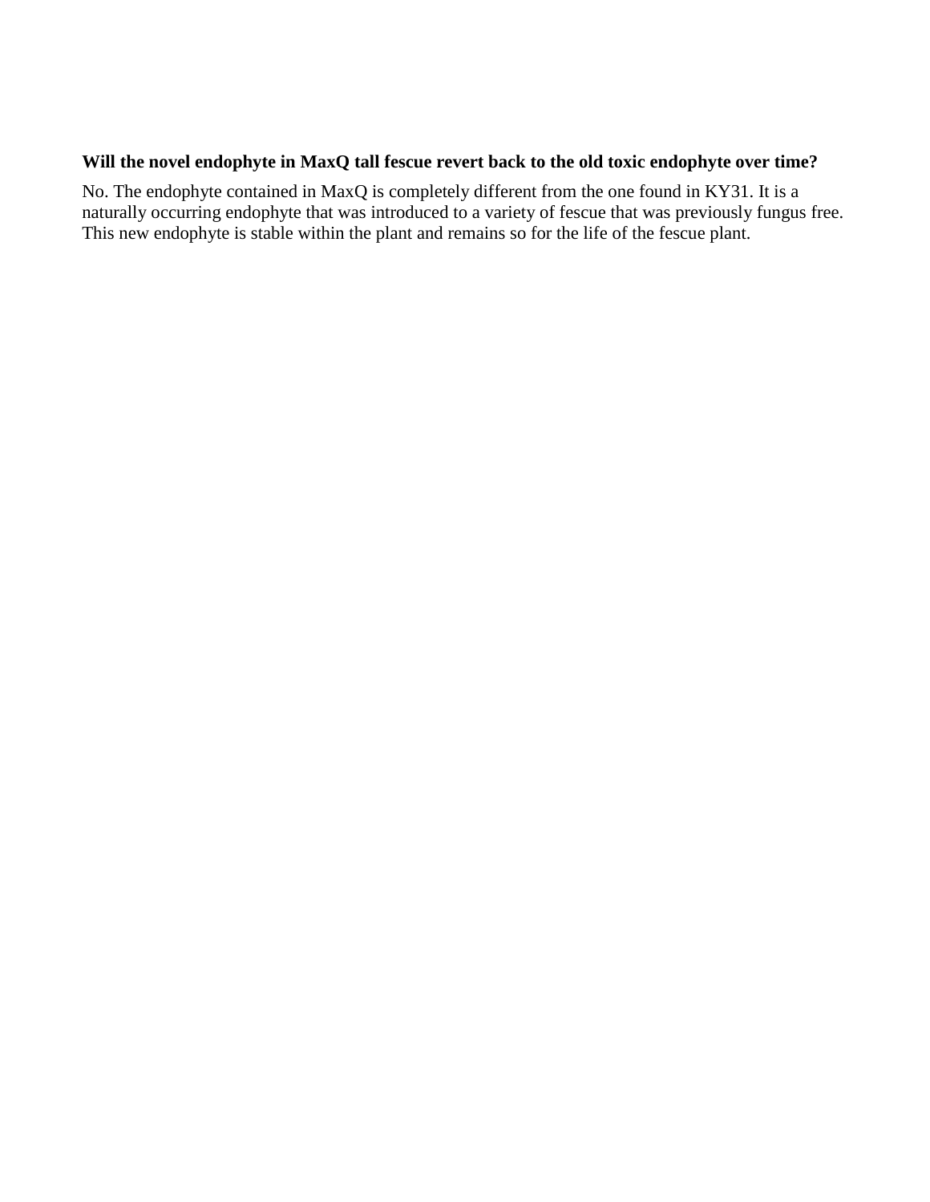**Will the novel endophyte in MaxQ tall fescue revert back to the old toxic endophyte over time?**

No. The endophyte contained in MaxQ is completely different from the one found in KY31. It is a naturally occurring endophyte that was introduced to a variety of fescue that was previously fungus free. This new endophyte is stable within the plant and remains so for the life of the fescue plant.